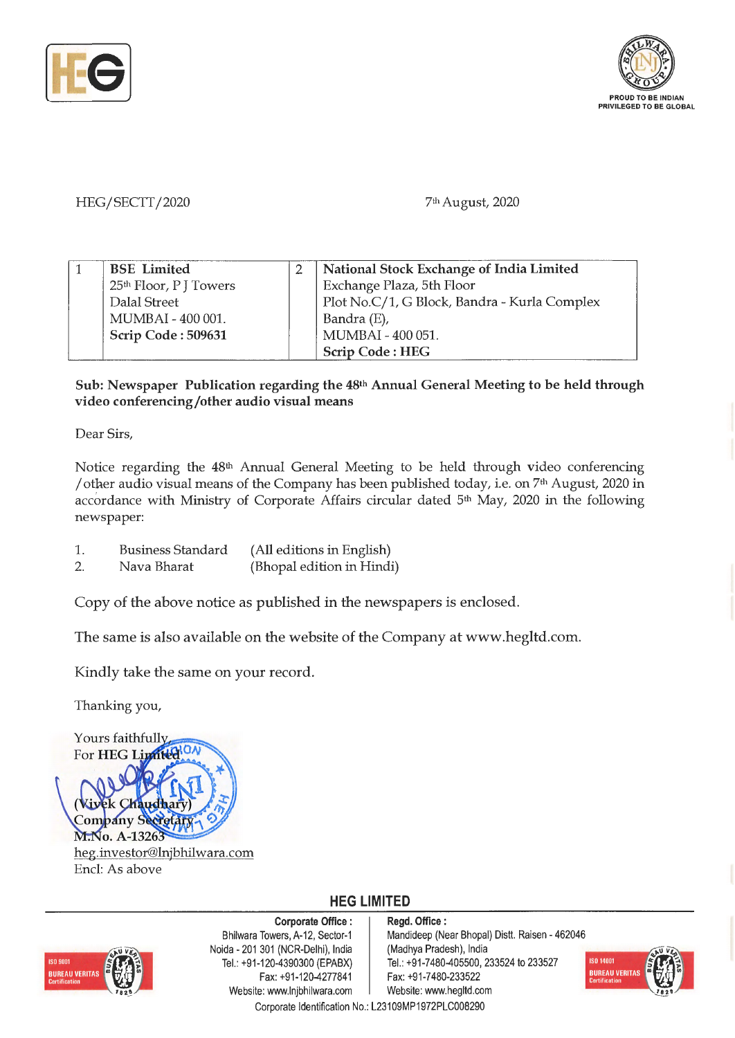HEG/SECTT/2020 7th August, 2020

| 1 | BSE Limited<br>25th Floor, P J Towers<br>Dalal Street<br>MUMBAI - 400 001.<br>**Scrip Code : 509631** | 2 | **National Stock Exchange of India Limited**<br>Exchange Plaza, 5th Floor<br>Plot No.C/1, G Block, Bandra - Kurla Complex<br>Bandra (E),<br>MUMBAI - 400 051.<br>**Scrip Code : HEG** |
|---|---|---|---|

**Sub: Newspaper Publication regarding the 48th Annual General Meeting to be held through video conferencing/other audio visual means**

Dear Sirs,

Notice regarding the 48th Annual General Meeting to be held through video conferencing /other audio visual means of the Company has been published today, i.e. on 7th August, 2020 in accordance with Ministry of Corporate Affairs circular dated 5th May, 2020 in the following newspaper:

1. Business Standard (All editions in English)
2. Nava Bharat (Bhopal edition in Hindi)

Copy of the above notice as published in the newspapers is enclosed.

The same is also available on the website of the Company at www.hegltd.com.

Kindly take the same on your record.

Thanking you,

Yours faithfully,
For **HEG Limited**

**(Vivek Chaudhary)**
**Company Secretary**
**M.No. A-13263**
heg.investor@lnjbhilwara.com
Encl: As above

**HEG LIMITED**

**Corporate Office :**
Bhilwara Towers, A-12, Sector-1
Noida - 201 301 (NCR-Delhi), India
Tel.: +91-120-4390300 (EPABX)
Fax: +91-120-4277841
Website: www.lnjbhilwara.com

**Regd. Office :**
Mandideep (Near Bhopal) Distt. Raisen - 462046
(Madhya Pradesh), India
Tel.: +91-7480-405500, 233524 to 233527
Fax: +91-7480-233522
Website: www.hegltd.com

Corporate Identification No.: L23109MP1972PLC008290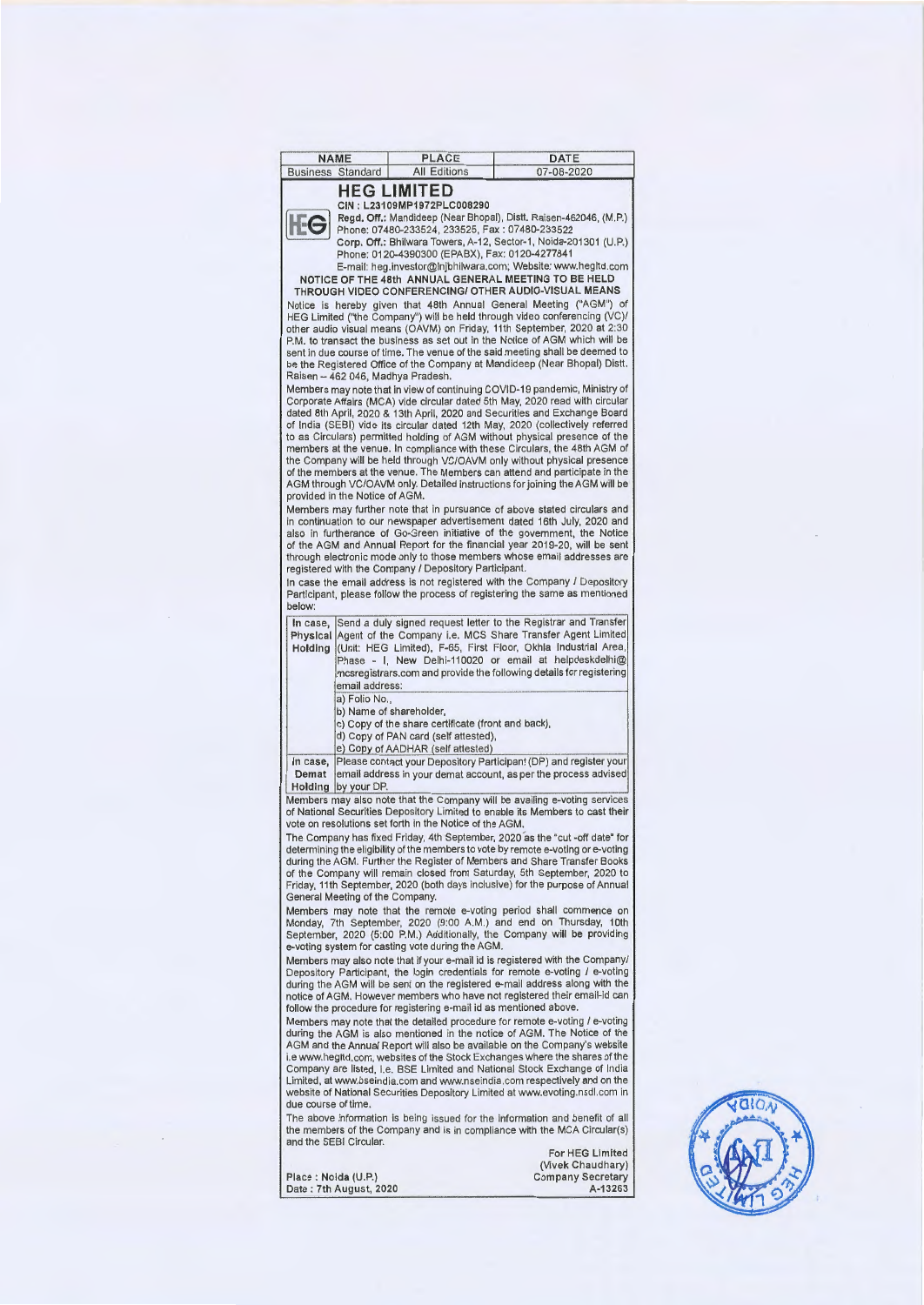| NAME | PLACE | DATE |
|---|---|---|
| Business Standard | All Editions | 07-08-2020 |

# HEG LIMITED

**CIN : L23109MP1972PLC008290**

**Regd. Off.:** Mandideep (Near Bhopal), Distt. Raisen-462046, (M.P.)
Phone: 07480-233524, 233525, Fax : 07480-233522
**Corp. Off.:** Bhilwara Towers, A-12, Sector-1, Noida-201301 (U.P.)
Phone: 0120-4390300 (EPABX), Fax: 0120-4277841
E-mail: heg.investor@lnjbhilwara.com; Website: www.hegltd.com

**NOTICE OF THE 48th ANNUAL GENERAL MEETING TO BE HELD THROUGH VIDEO CONFERENCING/ OTHER AUDIO-VISUAL MEANS**

Notice is hereby given that 48th Annual General Meeting ("AGM") of HEG Limited ("the Company") will be held through video conferencing (VC)/ other audio visual means (OAVM) on Friday, 11th September, 2020 at 2:30 P.M. to transact the business as set out in the Notice of AGM which will be sent in due course of time. The venue of the said meeting shall be deemed to be the Registered Office of the Company at Mandideep (Near Bhopal) Distt. Raisen – 462 046, Madhya Pradesh.

Members may note that in view of continuing COVID-19 pandemic, Ministry of Corporate Affairs (MCA) vide circular dated 5th May, 2020 read with circular dated 8th April, 2020 & 13th April, 2020 and Securities and Exchange Board of India (SEBI) vide its circular dated 12th May, 2020 (collectively referred to as Circulars) permitted holding of AGM without physical presence of the members at the venue. In compliance with these Circulars, the 48th AGM of the Company will be held through VC/OAVM only without physical presence of the members at the venue. The Members can attend and participate in the AGM through VC/OAVM only. Detailed instructions for joining the AGM will be provided in the Notice of AGM.

Members may further note that in pursuance of above stated circulars and in continuation to our newspaper advertisement dated 16th July, 2020 and also in furtherance of Go-Green initiative of the government, the Notice of the AGM and Annual Report for the financial year 2019-20, will be sent through electronic mode only to those members whose email addresses are registered with the Company / Depository Participant.

In case the email address is not registered with the Company / Depository Participant, please follow the process of registering the same as mentioned below:

| | |
|---|---|
| **In case, Physical Holding** | Send a duly signed request letter to the Registrar and Transfer Agent of the Company i.e. MCS Share Transfer Agent Limited (Unit: HEG Limited), F-65, First Floor, Okhla Industrial Area, Phase - I, New Delhi-110020 or email at helpdeskdelhi@mcsregistrars.com and provide the following details for registering email address:<br>a) Folio No.,<br>b) Name of shareholder,<br>c) Copy of the share certificate (front and back),<br>d) Copy of PAN card (self attested),<br>e) Copy of AADHAR (self attested) |
| **In case, Demat Holding** | Please contact your Depository Participant (DP) and register your email address in your demat account, as per the process advised by your DP. |

Members may also note that the Company will be availing e-voting services of National Securities Depository Limited to enable its Members to cast their vote on resolutions set forth in the Notice of the AGM.

The Company has fixed Friday, 4th September, 2020 as the "cut -off date" for determining the eligibility of the members to vote by remote e-voting or e-voting during the AGM. Further the Register of Members and Share Transfer Books of the Company will remain closed from Saturday, 5th September, 2020 to Friday, 11th September, 2020 (both days inclusive) for the purpose of Annual General Meeting of the Company.

Members may note that the remote e-voting period shall commence on Monday, 7th September, 2020 (9:00 A.M.) and end on Thursday, 10th September, 2020 (5:00 P.M.) Additionally, the Company will be providing e-voting system for casting vote during the AGM.

Members may also note that if your e-mail id is registered with the Company/ Depository Participant, the login credentials for remote e-voting / e-voting during the AGM will be sent on the registered e-mail address along with the notice of AGM. However members who have not registered their email-id can follow the procedure for registering e-mail id as mentioned above.

Members may note that the detailed procedure for remote e-voting / e-voting during the AGM is also mentioned in the notice of AGM. The Notice of the AGM and the Annual Report will also be available on the Company's website i.e www.hegltd.com, websites of the Stock Exchanges where the shares of the Company are listed, i.e. BSE Limited and National Stock Exchange of India Limited, at www.bseindia.com and www.nseindia.com respectively and on the website of National Securities Depository Limited at www.evoting.nsdl.com in due course of time.

The above information is being issued for the information and benefit of all the members of the Company and is in compliance with the MCA Circular(s) and the SEBI Circular.

For HEG Limited
(Vivek Chaudhary)
Company Secretary
A-13263

Place : Noida (U.P.)
Date : 7th August, 2020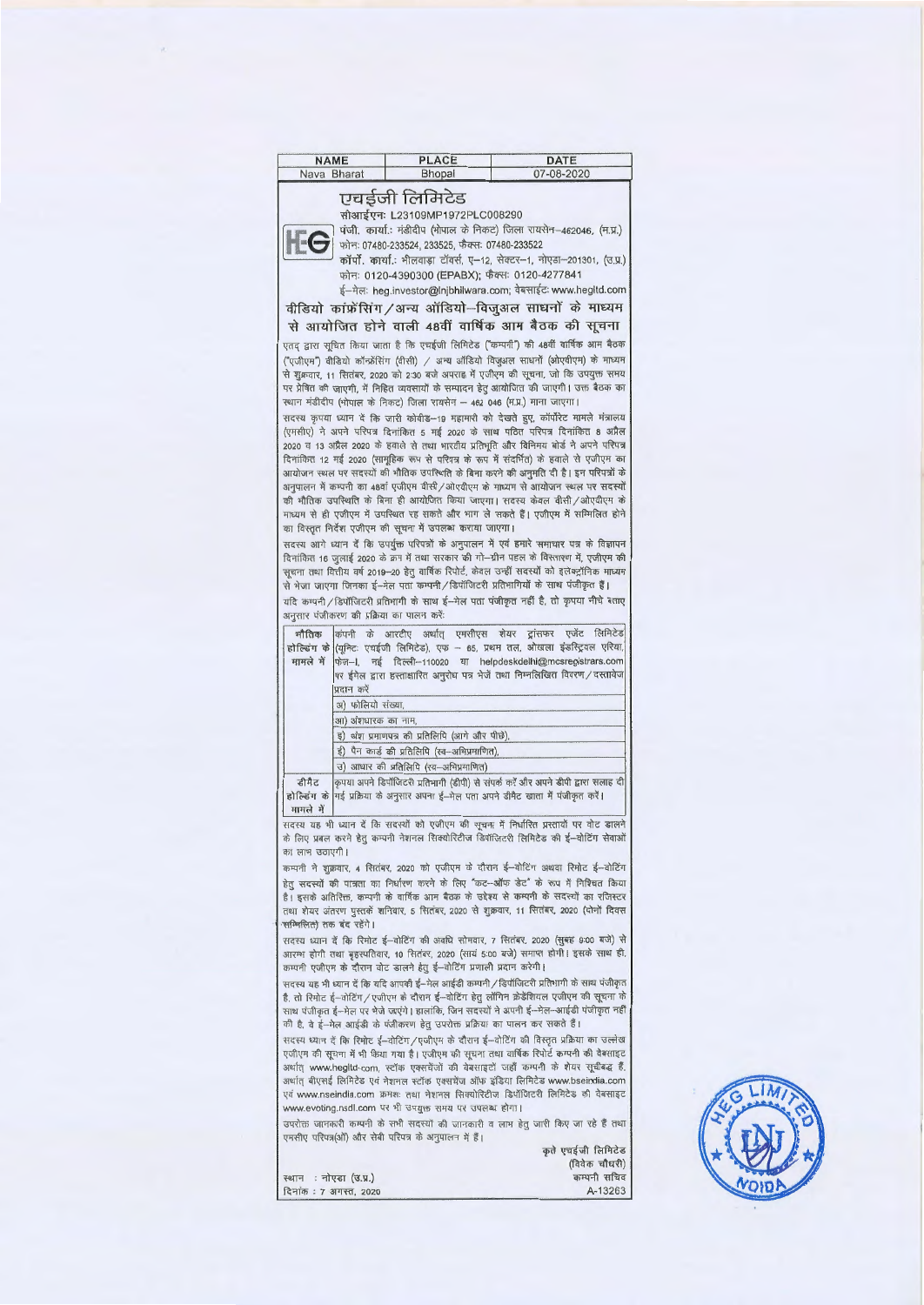| NAME | PLACE | DATE |
| --- | --- | --- |
| Nava Bharat | Bhopal | 07-08-2020 |

# एचईजी लिमिटेड

सीआईएनः L23109MP1972PLC008290

पंजी. कार्या.: मंडीदीप (भोपाल के निकट) जिला रायसेन–462046, (म.प्र.)
फोनः 07480-233524, 233525, फैक्सः 07480-233522

कॉर्पो. कार्या.: भीलवाड़ा टॉवर्स, ए–12, सेक्टर–1, नोएडा–201301, (उ.प्र.)
फोनः 0120-4390300 (EPABX); फैक्सः 0120-4277841

ई–मेलः heg.investor@lnjbhilwara.com; वेबसाईटः www.hegltd.com

## वीडियो कांफ्रेंसिंग/अन्य ऑडियो–विजुअल साधनों के माध्यम से आयोजित होने वाली 48वीं वार्षिक आम बैठक की सूचना

एतद् द्वारा सूचित किया जाता है कि एचईजी लिमिटेड ("कम्पनी") की 48वीं वार्षिक आम बैठक ("एजीएम") वीडियो कॉन्फ्रेंसिंग (वीसी) / अन्य ऑडियो विजुअल साधनों (ओएवीएम) के माध्यम से शुक्रवार, 11 सितंबर, 2020 को 2:30 बजे अपराह्न में एजीएम की सूचना, जो कि उपयुक्त समय पर प्रेषित की जाएगी, में निहित व्यवसायों के सम्पादन हेतु आयोजित की जाएगी। उक्त बैठक का स्थान मंडीदीप (भोपाल के निकट) जिला रायसेन – 462 046 (म.प्र.) माना जाएगा।

सदस्य कृपया ध्यान दें कि जारी कोविड–19 महामारी को देखते हुए, कॉरपोरेट मामले मंत्रालय (एमसीए) ने अपने परिपत्र दिनांकित 5 मई 2020 के साथ पठित परिपत्र दिनांकित 8 अप्रैल 2020 व 13 अप्रैल 2020 के हवाले से तथा भारतीय प्रतिभूति और विनिमय बोर्ड ने अपने परिपत्र दिनांकित 12 मई 2020 (सामूहिक रूप से परिपत्र के रूप में संदर्भित) के हवाले से एजीएम का आयोजन स्थल पर सदस्यों की भौतिक उपस्थिति के बिना करने की अनुमति दी है। इन परिपत्रों के अनुपालन में कम्पनी का 48वां एजीएम वीसी/ओएवीएम के माध्यम से आयोजन स्थल पर सदस्यों की भौतिक उपस्थिति के बिना ही आयोजित किया जाएगा। सदस्य केवल वीसी/ओएवीएम के माध्यम से ही एजीएम में उपस्थित रह सकते और भाग ले सकते हैं। एजीएम में सम्मिलित होने का विस्तृत निर्देश एजीएम की सूचना में उपलब्ध कराया जाएगा।

सदस्य आगे ध्यान दें कि उपर्युक्त परिपत्रों के अनुपालन में एवं हमारे समाचार पत्र के विज्ञापन दिनांकित 16 जुलाई 2020 के क्रम में तथा सरकार की गो–ग्रीन पहल के विस्तारण में, एजीएम की सूचना तथा वित्तीय वर्ष 2019–20 हेतु वार्षिक रिपोर्ट, केवल उन्हीं सदस्यों को इलेक्ट्रॉनिक माध्यम से भेजा जाएगा जिनका ई–मेल पता कम्पनी/डिपॉजिटरी प्रतिभागियों के साथ पंजीकृत हैं।

यदि कम्पनी/डिपॉजिटरी प्रतिभागी के साथ ई–मेल पता पंजीकृत नहीं है, तो कृपया नीचे बताए अनुसार पंजीकरण की प्रक्रिया का पालन करें:

| | |
| --- | --- |
| भौतिक होल्डिंग के मामले में | कंपनी के आरटीए अर्थात् एमसीएस शेयर ट्रांसफर एजेंट लिमिटेड (यूनिटः एचईजी लिमिटेड), एफ – 65, प्रथम तल, ओखला इंडस्ट्रियल एरिया, फेज–I, नई दिल्ली–110020 या helpdeskdelhi@mcsregistrars.com पर ईमेल द्वारा हस्ताक्षरित अनुरोध पत्र भेजें तथा निम्नलिखित विवरण/दस्तावेज प्रदान करें |
| | अ) फोलियो संख्या, |
| | आ) अंशधारक का नाम, |
| | इ) अंश प्रमाणपत्र की प्रतिलिपि (आगे और पीछे), |
| | ई) पैन कार्ड की प्रतिलिपि (स्व–अभिप्रमाणित), |
| | उ) आधार की प्रतिलिपि (स्व–अभिप्रमाणित) |
| डीमैट होल्डिंग के मामले में | कृपया अपने डिपॉजिटरी प्रतिभागी (डीपी) से संपर्क करें और अपने डीपी द्वारा सलाह दी गई प्रक्रिया के अनुसार अपना ई–मेल पता अपने डीमैट खाता में पंजीकृत करें। |

सदस्य यह भी ध्यान दें कि सदस्यों को एजीएम की सूचना में निर्धारित प्रस्तावों पर वोट डालने के लिए प्रबल करने हेतु कम्पनी नेशनल सिक्योरिटीज डिपॉजिटरी लिमिटेड की ई–वोटिंग सेवाओं का लाभ उठाएगी।

कम्पनी ने शुक्रवार, 4 सितंबर, 2020 को एजीएम के दौरान ई–वोटिंग अथवा रिमोट ई–वोटिंग हेतु सदस्यों की पात्रता का निर्धारण करने के लिए "कट–ऑफ डेट" के रूप में निश्चित किया है। इसके अतिरिक्त, कम्पनी के वार्षिक आम बैठक के उद्देश्य से कम्पनी के सदस्यों का रजिस्टर तथा शेयर अंतरण पुस्तकें शनिवार, 5 सितंबर, 2020 से शुक्रवार, 11 सितंबर, 2020 (दोनों दिवस सम्मिलित) तक बंद रहेंगे।

सदस्य ध्यान दें कि रिमोट ई–वोटिंग की अवधि सोमवार, 7 सितंबर, 2020 (सुबह 9:00 बजे) से आरम्भ होगी तथा बृहस्पतिवार, 10 सितंबर, 2020 (सायं 5:00 बजे) समाप्त होगी। इसके साथ ही, कम्पनी एजीएम के दौरान वोट डालने हेतु ई–वोटिंग प्रणाली प्रदान करेगी।

सदस्य यह भी ध्यान दें कि यदि आपकी ई–मेल आईडी कम्पनी/डिपॉजिटरी प्रतिभागी के साथ पंजीकृत है, तो रिमोट ई–वोटिंग/एजीएम के दौरान ई–वोटिंग हेतु लॉगिन क्रेडेंशियल एजीएम की सूचना के साथ पंजीकृत ई–मेल पर भेजे जाएंगे। हालांकि, जिन सदस्यों ने अपनी ई–मेल–आईडी पंजीकृत नहीं की है, वे ई–मेल आईडी के पंजीकरण हेतु उपरोक्त प्रक्रिया का पालन कर सकते हैं।

सदस्य ध्यान दें कि रिमोट ई–वोटिंग/एजीएम के दौरान ई–वोटिंग की विस्तृत प्रक्रिया का उल्लेख एजीएम की सूचना में भी किया गया है। एजीएम की सूचना तथा वार्षिक रिपोर्ट कम्पनी की वेबसाइट अर्थात् www.hegltd.com, स्टॉक एक्सचेंजों की वेबसाइटों जहाँ कम्पनी के शेयर सूचीबद्ध हैं, अर्थात् बीएसई लिमिटेड एवं नेशनल स्टॉक एक्सचेंज ऑफ इंडिया लिमिटेड www.bseindia.com एवं www.nseindia.com क्रमशः तथा नेशनल सिक्योरिटीज डिपॉजिटरी लिमिटेड की वेबसाइट www.evoting.nsdl.com पर भी उपयुक्त समय पर उपलब्ध होगा।

उपरोक्त जानकारी कम्पनी के सभी सदस्यों की जानकारी व लाभ हेतु जारी किए जा रहे हैं तथा एमसीए परिपत्र(ओं) और सेबी परिपत्र के अनुपालन में हैं।

कृते एचईजी लिमिटेड
(विवेक चौधरी)
कम्पनी सचिव
A-13263

स्थान : नोएडा (उ.प्र.)
दिनांक : 7 अगस्त, 2020